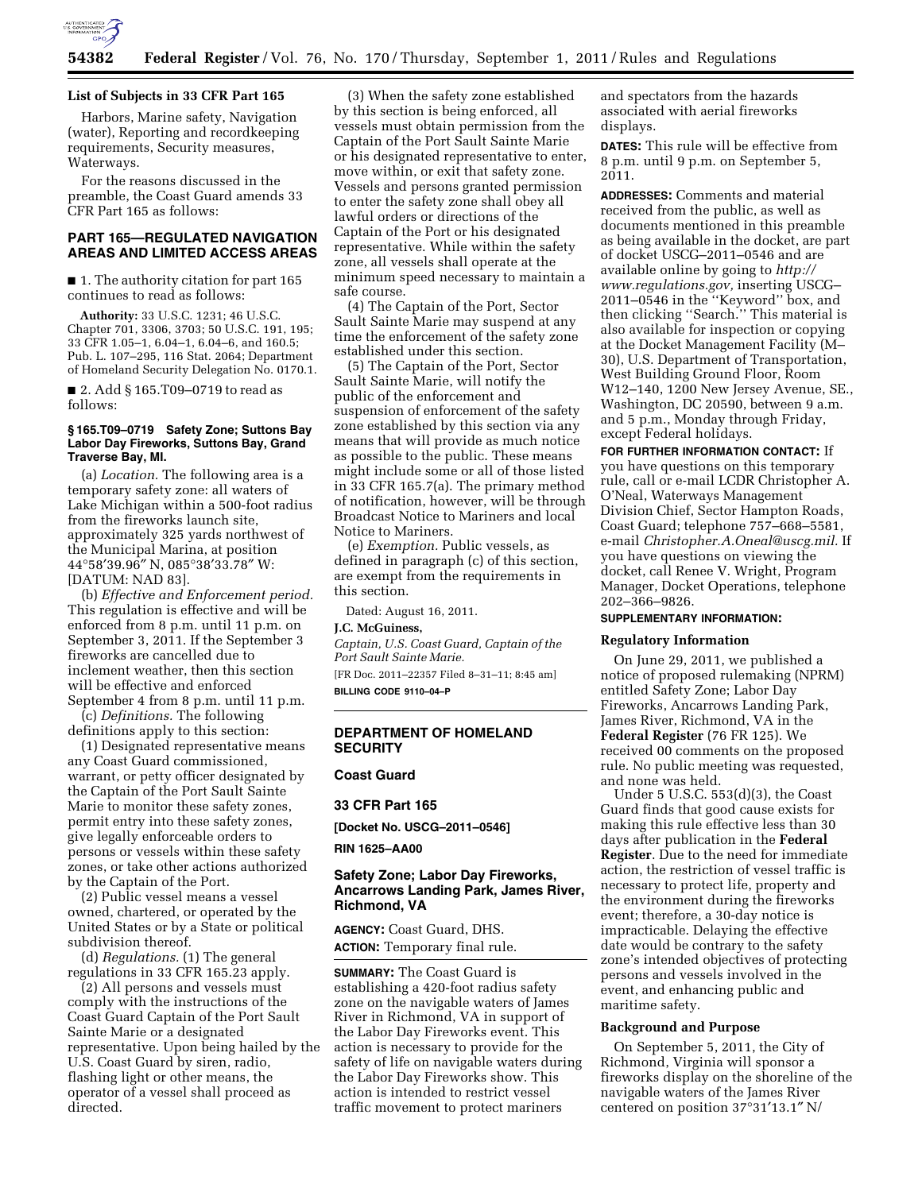**List of Subjects in 33 CFR Part 165**

Harbors, Marine safety, Navigation (water), Reporting and recordkeeping requirements, Security measures, Waterways.

For the reasons discussed in the preamble, the Coast Guard amends 33 CFR Part 165 as follows:

## PART 165—REGULATED NAVIGATION AREAS AND LIMITED ACCESS AREAS

■ 1. The authority citation for part 165 continues to read as follows:

**Authority:** 33 U.S.C. 1231; 46 U.S.C. Chapter 701, 3306, 3703; 50 U.S.C. 191, 195; 33 CFR 1.05–1, 6.04–1, 6.04–6, and 160.5; Pub. L. 107–295, 116 Stat. 2064; Department of Homeland Security Delegation No. 0170.1.

■ 2. Add § 165.T09–0719 to read as follows:

### § 165.T09–0719 Safety Zone; Suttons Bay Labor Day Fireworks, Suttons Bay, Grand Traverse Bay, MI.

(a) *Location.* The following area is a temporary safety zone: all waters of Lake Michigan within a 500-foot radius from the fireworks launch site, approximately 325 yards northwest of the Municipal Marina, at position 44°58′39.96″ N, 085°38′33.78″ W: [DATUM: NAD 83].

(b) *Effective and Enforcement period.* This regulation is effective and will be enforced from 8 p.m. until 11 p.m. on September 3, 2011. If the September 3 fireworks are cancelled due to inclement weather, then this section will be effective and enforced September 4 from 8 p.m. until 11 p.m.

(c) *Definitions.* The following definitions apply to this section:

(1) Designated representative means any Coast Guard commissioned, warrant, or petty officer designated by the Captain of the Port Sault Sainte Marie to monitor these safety zones, permit entry into these safety zones, give legally enforceable orders to persons or vessels within these safety zones, or take other actions authorized by the Captain of the Port.

(2) Public vessel means a vessel owned, chartered, or operated by the United States or by a State or political subdivision thereof.

(d) *Regulations.* (1) The general regulations in 33 CFR 165.23 apply.

(2) All persons and vessels must comply with the instructions of the Coast Guard Captain of the Port Sault Sainte Marie or a designated representative. Upon being hailed by the U.S. Coast Guard by siren, radio, flashing light or other means, the operator of a vessel shall proceed as directed.

(3) When the safety zone established by this section is being enforced, all vessels must obtain permission from the Captain of the Port Sault Sainte Marie or his designated representative to enter, move within, or exit that safety zone. Vessels and persons granted permission to enter the safety zone shall obey all lawful orders or directions of the Captain of the Port or his designated representative. While within the safety zone, all vessels shall operate at the minimum speed necessary to maintain a safe course.

(4) The Captain of the Port, Sector Sault Sainte Marie may suspend at any time the enforcement of the safety zone established under this section.

(5) The Captain of the Port, Sector Sault Sainte Marie, will notify the public of the enforcement and suspension of enforcement of the safety zone established by this section via any means that will provide as much notice as possible to the public. These means might include some or all of those listed in 33 CFR 165.7(a). The primary method of notification, however, will be through Broadcast Notice to Mariners and local Notice to Mariners.

(e) *Exemption.* Public vessels, as defined in paragraph (c) of this section, are exempt from the requirements in this section.

Dated: August 16, 2011.

**J.C. McGuiness,**

*Captain, U.S. Coast Guard, Captain of the Port Sault Sainte Marie.*

[FR Doc. 2011–22357 Filed 8–31–11; 8:45 am]

**BILLING CODE 9110–04–P**

---

## DEPARTMENT OF HOMELAND SECURITY

### Coast Guard

### 33 CFR Part 165

**[Docket No. USCG–2011–0546]**

**RIN 1625–AA00**

### Safety Zone; Labor Day Fireworks, Ancarrows Landing Park, James River, Richmond, VA

**AGENCY:** Coast Guard, DHS.

**ACTION:** Temporary final rule.

**SUMMARY:** The Coast Guard is establishing a 420-foot radius safety zone on the navigable waters of James River in Richmond, VA in support of the Labor Day Fireworks event. This action is necessary to provide for the safety of life on navigable waters during the Labor Day Fireworks show. This action is intended to restrict vessel traffic movement to protect mariners and spectators from the hazards associated with aerial fireworks displays.

**DATES:** This rule will be effective from 8 p.m. until 9 p.m. on September 5, 2011.

**ADDRESSES:** Comments and material received from the public, as well as documents mentioned in this preamble as being available in the docket, are part of docket USCG–2011–0546 and are available online by going to *http://www.regulations.gov,* inserting USCG–2011–0546 in the "Keyword" box, and then clicking "Search." This material is also available for inspection or copying at the Docket Management Facility (M–30), U.S. Department of Transportation, West Building Ground Floor, Room W12–140, 1200 New Jersey Avenue, SE., Washington, DC 20590, between 9 a.m. and 5 p.m., Monday through Friday, except Federal holidays.

**FOR FURTHER INFORMATION CONTACT:** If you have questions on this temporary rule, call or e-mail LCDR Christopher A. O'Neal, Waterways Management Division Chief, Sector Hampton Roads, Coast Guard; telephone 757–668–5581, e-mail *Christopher.A.Oneal@uscg.mil.* If you have questions on viewing the docket, call Renee V. Wright, Program Manager, Docket Operations, telephone 202–366–9826.

**SUPPLEMENTARY INFORMATION:**

#### Regulatory Information

On June 29, 2011, we published a notice of proposed rulemaking (NPRM) entitled Safety Zone; Labor Day Fireworks, Ancarrows Landing Park, James River, Richmond, VA in the **Federal Register** (76 FR 125). We received 00 comments on the proposed rule. No public meeting was requested, and none was held.

Under 5 U.S.C. 553(d)(3), the Coast Guard finds that good cause exists for making this rule effective less than 30 days after publication in the **Federal Register**. Due to the need for immediate action, the restriction of vessel traffic is necessary to protect life, property and the environment during the fireworks event; therefore, a 30-day notice is impracticable. Delaying the effective date would be contrary to the safety zone's intended objectives of protecting persons and vessels involved in the event, and enhancing public and maritime safety.

#### Background and Purpose

On September 5, 2011, the City of Richmond, Virginia will sponsor a fireworks display on the shoreline of the navigable waters of the James River centered on position 37°31′13.1″ N/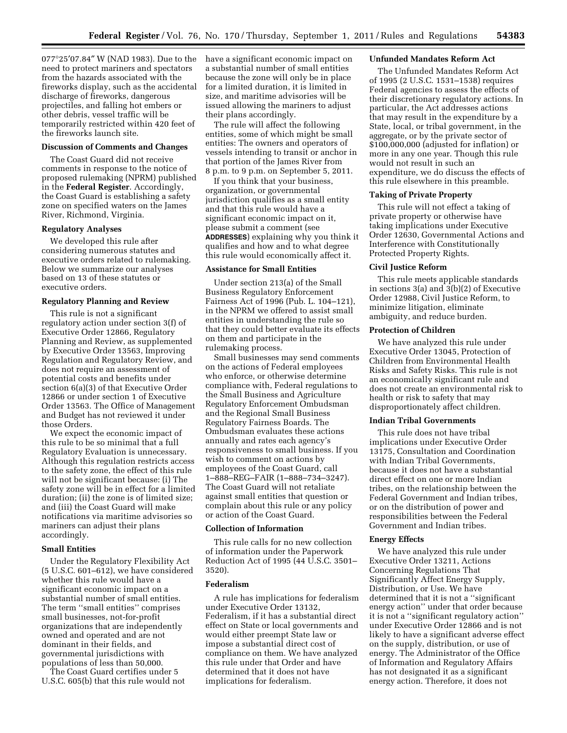077°25′07.84″ W (NAD 1983). Due to the need to protect mariners and spectators from the hazards associated with the fireworks display, such as the accidental discharge of fireworks, dangerous projectiles, and falling hot embers or other debris, vessel traffic will be temporarily restricted within 420 feet of the fireworks launch site.

### Discussion of Comments and Changes

The Coast Guard did not receive comments in response to the notice of proposed rulemaking (NPRM) published in the **Federal Register**. Accordingly, the Coast Guard is establishing a safety zone on specified waters on the James River, Richmond, Virginia.

### Regulatory Analyses

We developed this rule after considering numerous statutes and executive orders related to rulemaking. Below we summarize our analyses based on 13 of these statutes or executive orders.

### Regulatory Planning and Review

This rule is not a significant regulatory action under section 3(f) of Executive Order 12866, Regulatory Planning and Review, as supplemented by Executive Order 13563, Improving Regulation and Regulatory Review, and does not require an assessment of potential costs and benefits under section 6(a)(3) of that Executive Order 12866 or under section 1 of Executive Order 13563. The Office of Management and Budget has not reviewed it under those Orders.

We expect the economic impact of this rule to be so minimal that a full Regulatory Evaluation is unnecessary. Although this regulation restricts access to the safety zone, the effect of this rule will not be significant because: (i) The safety zone will be in effect for a limited duration; (ii) the zone is of limited size; and (iii) the Coast Guard will make notifications via maritime advisories so mariners can adjust their plans accordingly.

### Small Entities

Under the Regulatory Flexibility Act (5 U.S.C. 601–612), we have considered whether this rule would have a significant economic impact on a substantial number of small entities. The term ''small entities'' comprises small businesses, not-for-profit organizations that are independently owned and operated and are not dominant in their fields, and governmental jurisdictions with populations of less than 50,000.

The Coast Guard certifies under 5 U.S.C. 605(b) that this rule would not have a significant economic impact on a substantial number of small entities because the zone will only be in place for a limited duration, it is limited in size, and maritime advisories will be issued allowing the mariners to adjust their plans accordingly.

The rule will affect the following entities, some of which might be small entities: The owners and operators of vessels intending to transit or anchor in that portion of the James River from 8 p.m. to 9 p.m. on September 5, 2011.

If you think that your business, organization, or governmental jurisdiction qualifies as a small entity and that this rule would have a significant economic impact on it, please submit a comment (see **ADDRESSES**) explaining why you think it qualifies and how and to what degree this rule would economically affect it.

### Assistance for Small Entities

Under section 213(a) of the Small Business Regulatory Enforcement Fairness Act of 1996 (Pub. L. 104–121), in the NPRM we offered to assist small entities in understanding the rule so that they could better evaluate its effects on them and participate in the rulemaking process.

Small businesses may send comments on the actions of Federal employees who enforce, or otherwise determine compliance with, Federal regulations to the Small Business and Agriculture Regulatory Enforcement Ombudsman and the Regional Small Business Regulatory Fairness Boards. The Ombudsman evaluates these actions annually and rates each agency's responsiveness to small business. If you wish to comment on actions by employees of the Coast Guard, call 1–888–REG–FAIR (1–888–734–3247). The Coast Guard will not retaliate against small entities that question or complain about this rule or any policy or action of the Coast Guard.

### Collection of Information

This rule calls for no new collection of information under the Paperwork Reduction Act of 1995 (44 U.S.C. 3501–3520).

### Federalism

A rule has implications for federalism under Executive Order 13132, Federalism, if it has a substantial direct effect on State or local governments and would either preempt State law or impose a substantial direct cost of compliance on them. We have analyzed this rule under that Order and have determined that it does not have implications for federalism.

### Unfunded Mandates Reform Act

The Unfunded Mandates Reform Act of 1995 (2 U.S.C. 1531–1538) requires Federal agencies to assess the effects of their discretionary regulatory actions. In particular, the Act addresses actions that may result in the expenditure by a State, local, or tribal government, in the aggregate, or by the private sector of $100,000,000 (adjusted for inflation) or more in any one year. Though this rule would not result in such an expenditure, we do discuss the effects of this rule elsewhere in this preamble.

### Taking of Private Property

This rule will not effect a taking of private property or otherwise have taking implications under Executive Order 12630, Governmental Actions and Interference with Constitutionally Protected Property Rights.

### Civil Justice Reform

This rule meets applicable standards in sections 3(a) and 3(b)(2) of Executive Order 12988, Civil Justice Reform, to minimize litigation, eliminate ambiguity, and reduce burden.

### Protection of Children

We have analyzed this rule under Executive Order 13045, Protection of Children from Environmental Health Risks and Safety Risks. This rule is not an economically significant rule and does not create an environmental risk to health or risk to safety that may disproportionately affect children.

### Indian Tribal Governments

This rule does not have tribal implications under Executive Order 13175, Consultation and Coordination with Indian Tribal Governments, because it does not have a substantial direct effect on one or more Indian tribes, on the relationship between the Federal Government and Indian tribes, or on the distribution of power and responsibilities between the Federal Government and Indian tribes.

### Energy Effects

We have analyzed this rule under Executive Order 13211, Actions Concerning Regulations That Significantly Affect Energy Supply, Distribution, or Use. We have determined that it is not a ''significant energy action'' under that order because it is not a ''significant regulatory action'' under Executive Order 12866 and is not likely to have a significant adverse effect on the supply, distribution, or use of energy. The Administrator of the Office of Information and Regulatory Affairs has not designated it as a significant energy action. Therefore, it does not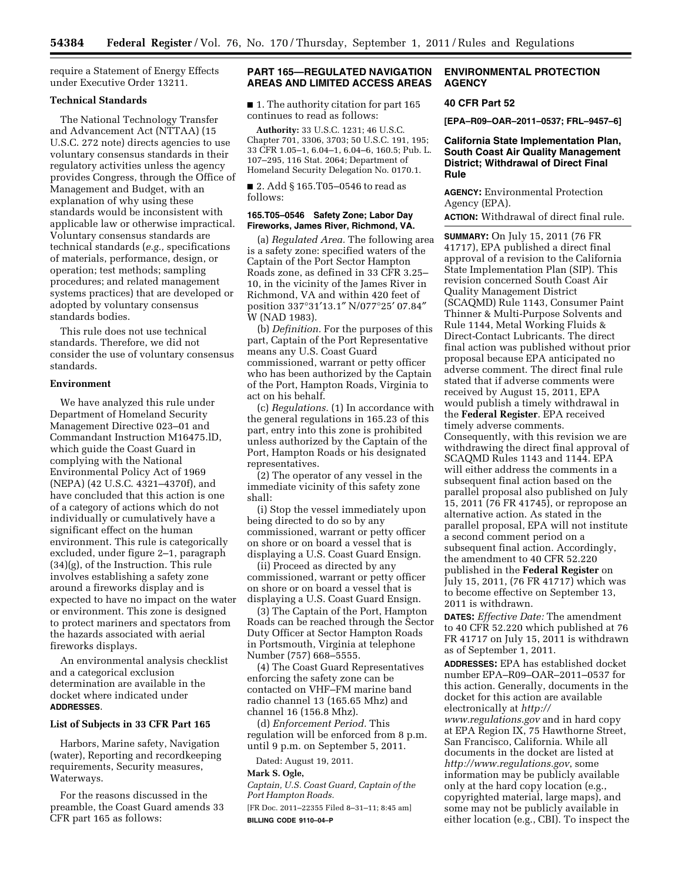require a Statement of Energy Effects under Executive Order 13211.

**Technical Standards**

The National Technology Transfer and Advancement Act (NTTAA) (15 U.S.C. 272 note) directs agencies to use voluntary consensus standards in their regulatory activities unless the agency provides Congress, through the Office of Management and Budget, with an explanation of why using these standards would be inconsistent with applicable law or otherwise impractical. Voluntary consensus standards are technical standards (*e.g.,* specifications of materials, performance, design, or operation; test methods; sampling procedures; and related management systems practices) that are developed or adopted by voluntary consensus standards bodies.

This rule does not use technical standards. Therefore, we did not consider the use of voluntary consensus standards.

**Environment**

We have analyzed this rule under Department of Homeland Security Management Directive 023–01 and Commandant Instruction M16475.lD, which guide the Coast Guard in complying with the National Environmental Policy Act of 1969 (NEPA) (42 U.S.C. 4321–4370f), and have concluded that this action is one of a category of actions which do not individually or cumulatively have a significant effect on the human environment. This rule is categorically excluded, under figure 2–1, paragraph (34)(g), of the Instruction. This rule involves establishing a safety zone around a fireworks display and is expected to have no impact on the water or environment. This zone is designed to protect mariners and spectators from the hazards associated with aerial fireworks displays.

An environmental analysis checklist and a categorical exclusion determination are available in the docket where indicated under **ADDRESSES**.

**List of Subjects in 33 CFR Part 165**

Harbors, Marine safety, Navigation (water), Reporting and recordkeeping requirements, Security measures, Waterways.

For the reasons discussed in the preamble, the Coast Guard amends 33 CFR part 165 as follows:

**PART 165—REGULATED NAVIGATION AREAS AND LIMITED ACCESS AREAS**

■ 1. The authority citation for part 165 continues to read as follows:

**Authority:** 33 U.S.C. 1231; 46 U.S.C. Chapter 701, 3306, 3703; 50 U.S.C. 191, 195; 33 CFR 1.05–1, 6.04–1, 6.04–6, 160.5; Pub. L. 107–295, 116 Stat. 2064; Department of Homeland Security Delegation No. 0170.1.

■ 2. Add § 165.T05–0546 to read as follows:

**165.T05–0546 Safety Zone; Labor Day Fireworks, James River, Richmond, VA.**

(a) *Regulated Area.* The following area is a safety zone: specified waters of the Captain of the Port Sector Hampton Roads zone, as defined in 33 CFR 3.25–10, in the vicinity of the James River in Richmond, VA and within 420 feet of position 337°31′13.1″ N/077°25′ 07.84″ W (NAD 1983).

(b) *Definition.* For the purposes of this part, Captain of the Port Representative means any U.S. Coast Guard commissioned, warrant or petty officer who has been authorized by the Captain of the Port, Hampton Roads, Virginia to act on his behalf.

(c) *Regulations.* (1) In accordance with the general regulations in 165.23 of this part, entry into this zone is prohibited unless authorized by the Captain of the Port, Hampton Roads or his designated representatives.

(2) The operator of any vessel in the immediate vicinity of this safety zone shall:

(i) Stop the vessel immediately upon being directed to do so by any commissioned, warrant or petty officer on shore or on board a vessel that is displaying a U.S. Coast Guard Ensign.

(ii) Proceed as directed by any commissioned, warrant or petty officer on shore or on board a vessel that is displaying a U.S. Coast Guard Ensign.

(3) The Captain of the Port, Hampton Roads can be reached through the Sector Duty Officer at Sector Hampton Roads in Portsmouth, Virginia at telephone Number (757) 668–5555.

(4) The Coast Guard Representatives enforcing the safety zone can be contacted on VHF–FM marine band radio channel 13 (165.65 Mhz) and channel 16 (156.8 Mhz).

(d) *Enforcement Period.* This regulation will be enforced from 8 p.m. until 9 p.m. on September 5, 2011.

Dated: August 19, 2011.

**Mark S. Ogle,**

*Captain, U.S. Coast Guard, Captain of the Port Hampton Roads.*

[FR Doc. 2011–22355 Filed 8–31–11; 8:45 am]

**BILLING CODE 9110–04–P**

**ENVIRONMENTAL PROTECTION AGENCY**

**40 CFR Part 52**

**[EPA–R09–OAR–2011–0537; FRL–9457–6]**

**California State Implementation Plan, South Coast Air Quality Management District; Withdrawal of Direct Final Rule**

**AGENCY:** Environmental Protection Agency (EPA).

**ACTION:** Withdrawal of direct final rule.

**SUMMARY:** On July 15, 2011 (76 FR 41717), EPA published a direct final approval of a revision to the California State Implementation Plan (SIP). This revision concerned South Coast Air Quality Management District (SCAQMD) Rule 1143, Consumer Paint Thinner & Multi-Purpose Solvents and Rule 1144, Metal Working Fluids & Direct-Contact Lubricants. The direct final action was published without prior proposal because EPA anticipated no adverse comment. The direct final rule stated that if adverse comments were received by August 15, 2011, EPA would publish a timely withdrawal in the **Federal Register**. EPA received timely adverse comments. Consequently, with this revision we are withdrawing the direct final approval of SCAQMD Rules 1143 and 1144. EPA will either address the comments in a subsequent final action based on the parallel proposal also published on July 15, 2011 (76 FR 41745), or repropose an alternative action. As stated in the parallel proposal, EPA will not institute a second comment period on a subsequent final action. Accordingly, the amendment to 40 CFR 52.220 published in the **Federal Register** on July 15, 2011, (76 FR 41717) which was to become effective on September 13, 2011 is withdrawn.

**DATES:** *Effective Date:* The amendment to 40 CFR 52.220 which published at 76 FR 41717 on July 15, 2011 is withdrawn as of September 1, 2011.

**ADDRESSES:** EPA has established docket number EPA–R09–OAR–2011–0537 for this action. Generally, documents in the docket for this action are available electronically at *http://www.regulations.gov* and in hard copy at EPA Region IX, 75 Hawthorne Street, San Francisco, California. While all documents in the docket are listed at *http://www.regulations.gov*, some information may be publicly available only at the hard copy location (e.g., copyrighted material, large maps), and some may not be publicly available in either location (e.g., CBI). To inspect the